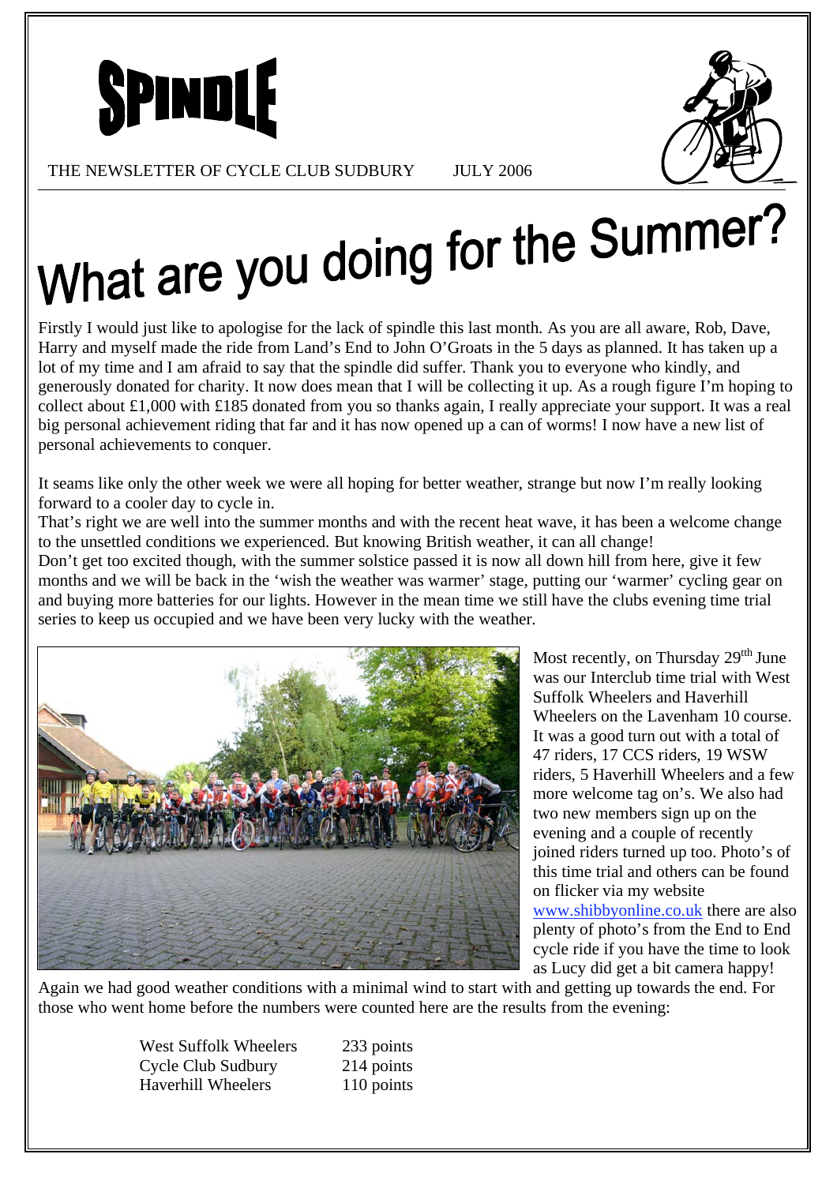# SPINDLE

THE NEWSLETTER OF CYCLE CLUB SUDBURY JULY 2006

# What are you doing for the Summer?

Firstly I would just like to apologise for the lack of spindle this last month. As you are all aware, Rob, Dave, Harry and myself made the ride from Land's End to John O'Groats in the 5 days as planned. It has taken up a lot of my time and I am afraid to say that the spindle did suffer. Thank you to everyone who kindly, and generously donated for charity. It now does mean that I will be collecting it up. As a rough figure I'm hoping to collect about £1,000 with £185 donated from you so thanks again, I really appreciate your support. It was a real big personal achievement riding that far and it has now opened up a can of worms! I now have a new list of personal achievements to conquer.

It seams like only the other week we were all hoping for better weather, strange but now I'm really looking forward to a cooler day to cycle in.

That's right we are well into the summer months and with the recent heat wave, it has been a welcome change to the unsettled conditions we experienced. But knowing British weather, it can all change!

Don't get too excited though, with the summer solstice passed it is now all down hill from here, give it few months and we will be back in the 'wish the weather was warmer' stage, putting our 'warmer' cycling gear on and buying more batteries for our lights. However in the mean time we still have the clubs evening time trial series to keep us occupied and we have been very lucky with the weather.

Most recently, on Thursday 29[tth] June was our Interclub time trial with West Suffolk Wheelers and Haverhill Wheelers on the Lavenham 10 course. It was a good turn out with a total of 47 riders, 17 CCS riders, 19 WSW riders, 5 Haverhill Wheelers and a few more welcome tag on's. We also had two new members sign up on the evening and a couple of recently joined riders turned up too. Photo's of this time trial and others can be found on flicker via my website www.shibbyonline.co.uk there are also plenty of photo's from the End to End cycle ride if you have the time to look as Lucy did get a bit camera happy!

Again we had good weather conditions with a minimal wind to start with and getting up towards the end. For those who went home before the numbers were counted here are the results from the evening:

| | |
|---|---|
| West Suffolk Wheelers | 233 points |
| Cycle Club Sudbury | 214 points |
| Haverhill Wheelers | 110 points |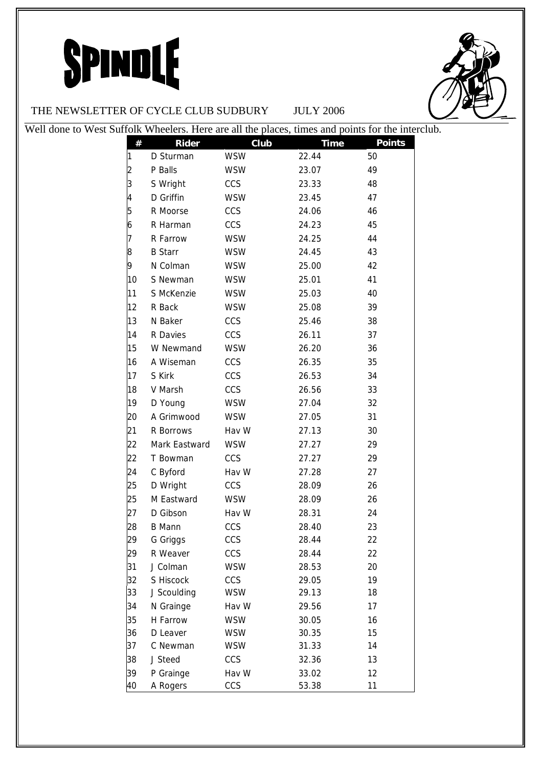# SPINDLE

THE NEWSLETTER OF CYCLE CLUB SUDBURY JULY 2006

Well done to West Suffolk Wheelers. Here are all the places, times and points for the interclub.

| # | Rider | Club | Time | Points |
|---|---|---|---|---|
| 1 | D Sturman | WSW | 22.44 | 50 |
| 2 | P Balls | WSW | 23.07 | 49 |
| 3 | S Wright | CCS | 23.33 | 48 |
| 4 | D Griffin | WSW | 23.45 | 47 |
| 5 | R Moorse | CCS | 24.06 | 46 |
| 6 | R Harman | CCS | 24.23 | 45 |
| 7 | R Farrow | WSW | 24.25 | 44 |
| 8 | B Starr | WSW | 24.45 | 43 |
| 9 | N Colman | WSW | 25.00 | 42 |
| 10 | S Newman | WSW | 25.01 | 41 |
| 11 | S McKenzie | WSW | 25.03 | 40 |
| 12 | R Back | WSW | 25.08 | 39 |
| 13 | N Baker | CCS | 25.46 | 38 |
| 14 | R Davies | CCS | 26.11 | 37 |
| 15 | W Newmand | WSW | 26.20 | 36 |
| 16 | A Wiseman | CCS | 26.35 | 35 |
| 17 | S Kirk | CCS | 26.53 | 34 |
| 18 | V Marsh | CCS | 26.56 | 33 |
| 19 | D Young | WSW | 27.04 | 32 |
| 20 | A Grimwood | WSW | 27.05 | 31 |
| 21 | R Borrows | Hav W | 27.13 | 30 |
| 22 | Mark Eastward | WSW | 27.27 | 29 |
| 22 | T Bowman | CCS | 27.27 | 29 |
| 24 | C Byford | Hav W | 27.28 | 27 |
| 25 | D Wright | CCS | 28.09 | 26 |
| 25 | M Eastward | WSW | 28.09 | 26 |
| 27 | D Gibson | Hav W | 28.31 | 24 |
| 28 | B Mann | CCS | 28.40 | 23 |
| 29 | G Griggs | CCS | 28.44 | 22 |
| 29 | R Weaver | CCS | 28.44 | 22 |
| 31 | J Colman | WSW | 28.53 | 20 |
| 32 | S Hiscock | CCS | 29.05 | 19 |
| 33 | J Scoulding | WSW | 29.13 | 18 |
| 34 | N Grainge | Hav W | 29.56 | 17 |
| 35 | H Farrow | WSW | 30.05 | 16 |
| 36 | D Leaver | WSW | 30.35 | 15 |
| 37 | C Newman | WSW | 31.33 | 14 |
| 38 | J Steed | CCS | 32.36 | 13 |
| 39 | P Grainge | Hav W | 33.02 | 12 |
| 40 | A Rogers | CCS | 53.38 | 11 |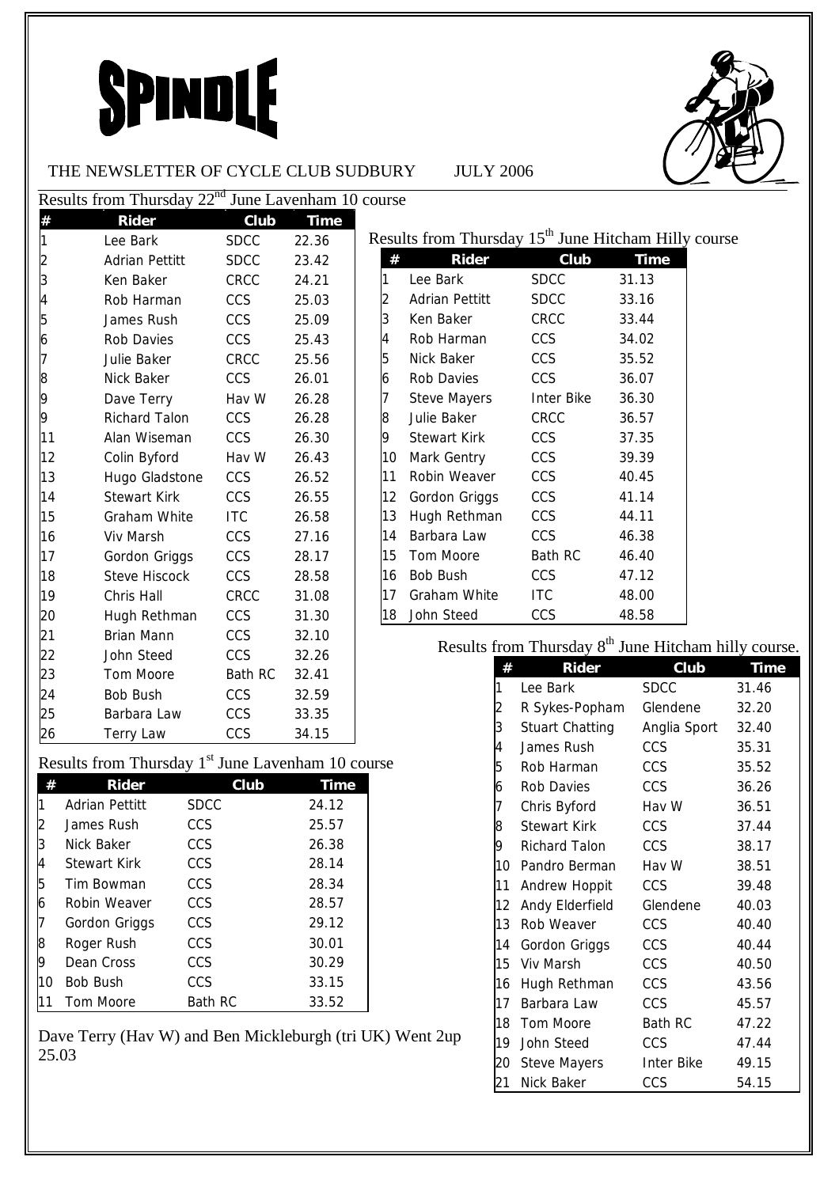# SPINDLE

THE NEWSLETTER OF CYCLE CLUB SUDBURY JULY 2006

Results from Thursday 22nd June Lavenham 10 course

| # | Rider | Club | Time |
|---|---|---|---|
| 1 | Lee Bark | SDCC | 22.36 |
| 2 | Adrian Pettitt | SDCC | 23.42 |
| 3 | Ken Baker | CRCC | 24.21 |
| 4 | Rob Harman | CCS | 25.03 |
| 5 | James Rush | CCS | 25.09 |
| 6 | Rob Davies | CCS | 25.43 |
| 7 | Julie Baker | CRCC | 25.56 |
| 8 | Nick Baker | CCS | 26.01 |
| 9 | Dave Terry | Hav W | 26.28 |
| 9 | Richard Talon | CCS | 26.28 |
| 11 | Alan Wiseman | CCS | 26.30 |
| 12 | Colin Byford | Hav W | 26.43 |
| 13 | Hugo Gladstone | CCS | 26.52 |
| 14 | Stewart Kirk | CCS | 26.55 |
| 15 | Graham White | ITC | 26.58 |
| 16 | Viv Marsh | CCS | 27.16 |
| 17 | Gordon Griggs | CCS | 28.17 |
| 18 | Steve Hiscock | CCS | 28.58 |
| 19 | Chris Hall | CRCC | 31.08 |
| 20 | Hugh Rethman | CCS | 31.30 |
| 21 | Brian Mann | CCS | 32.10 |
| 22 | John Steed | CCS | 32.26 |
| 23 | Tom Moore | Bath RC | 32.41 |
| 24 | Bob Bush | CCS | 32.59 |
| 25 | Barbara Law | CCS | 33.35 |
| 26 | Terry Law | CCS | 34.15 |

Results from Thursday 15th June Hitcham Hilly course

| # | Rider | Club | Time |
|---|---|---|---|
| 1 | Lee Bark | SDCC | 31.13 |
| 2 | Adrian Pettitt | SDCC | 33.16 |
| 3 | Ken Baker | CRCC | 33.44 |
| 4 | Rob Harman | CCS | 34.02 |
| 5 | Nick Baker | CCS | 35.52 |
| 6 | Rob Davies | CCS | 36.07 |
| 7 | Steve Mayers | Inter Bike | 36.30 |
| 8 | Julie Baker | CRCC | 36.57 |
| 9 | Stewart Kirk | CCS | 37.35 |
| 10 | Mark Gentry | CCS | 39.39 |
| 11 | Robin Weaver | CCS | 40.45 |
| 12 | Gordon Griggs | CCS | 41.14 |
| 13 | Hugh Rethman | CCS | 44.11 |
| 14 | Barbara Law | CCS | 46.38 |
| 15 | Tom Moore | Bath RC | 46.40 |
| 16 | Bob Bush | CCS | 47.12 |
| 17 | Graham White | ITC | 48.00 |
| 18 | John Steed | CCS | 48.58 |

Results from Thursday 1st June Lavenham 10 course

| # | Rider | Club | Time |
|---|---|---|---|
| 1 | Adrian Pettitt | SDCC | 24.12 |
| 2 | James Rush | CCS | 25.57 |
| 3 | Nick Baker | CCS | 26.38 |
| 4 | Stewart Kirk | CCS | 28.14 |
| 5 | Tim Bowman | CCS | 28.34 |
| 6 | Robin Weaver | CCS | 28.57 |
| 7 | Gordon Griggs | CCS | 29.12 |
| 8 | Roger Rush | CCS | 30.01 |
| 9 | Dean Cross | CCS | 30.29 |
| 10 | Bob Bush | CCS | 33.15 |
| 11 | Tom Moore | Bath RC | 33.52 |

Dave Terry (Hav W) and Ben Mickleburgh (tri UK) Went 2up 25.03

Results from Thursday 8th June Hitcham hilly course.

| # | Rider | Club | Time |
|---|---|---|---|
| 1 | Lee Bark | SDCC | 31.46 |
| 2 | R Sykes-Popham | Glendene | 32.20 |
| 3 | Stuart Chatting | Anglia Sport | 32.40 |
| 4 | James Rush | CCS | 35.31 |
| 5 | Rob Harman | CCS | 35.52 |
| 6 | Rob Davies | CCS | 36.26 |
| 7 | Chris Byford | Hav W | 36.51 |
| 8 | Stewart Kirk | CCS | 37.44 |
| 9 | Richard Talon | CCS | 38.17 |
| 10 | Pandro Berman | Hav W | 38.51 |
| 11 | Andrew Hoppit | CCS | 39.48 |
| 12 | Andy Elderfield | Glendene | 40.03 |
| 13 | Rob Weaver | CCS | 40.40 |
| 14 | Gordon Griggs | CCS | 40.44 |
| 15 | Viv Marsh | CCS | 40.50 |
| 16 | Hugh Rethman | CCS | 43.56 |
| 17 | Barbara Law | CCS | 45.57 |
| 18 | Tom Moore | Bath RC | 47.22 |
| 19 | John Steed | CCS | 47.44 |
| 20 | Steve Mayers | Inter Bike | 49.15 |
| 21 | Nick Baker | CCS | 54.15 |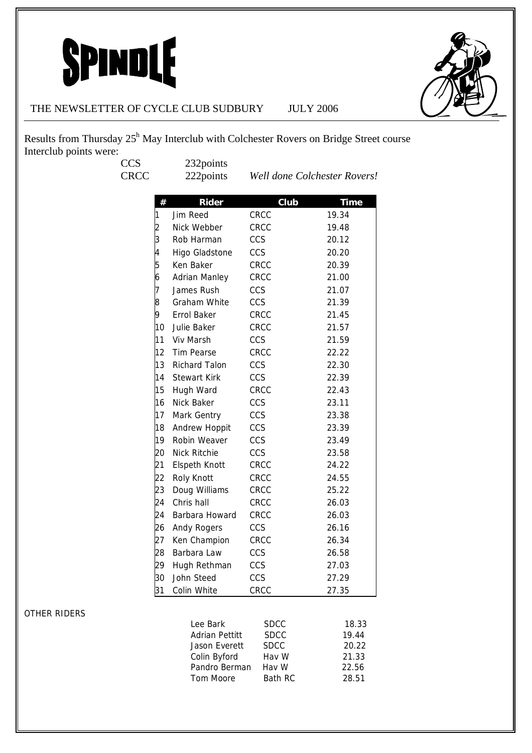# SPINDLE

THE NEWSLETTER OF CYCLE CLUB SUDBURY JULY 2006

Results from Thursday 25h May Interclub with Colchester Rovers on Bridge Street course
Interclub points were:

CCS 232points
CRCC 222points *Well done Colchester Rovers!*

| # | Rider | Club | Time |
|---|---|---|---|
| 1 | Jim Reed | CRCC | 19.34 |
| 2 | Nick Webber | CRCC | 19.48 |
| 3 | Rob Harman | CCS | 20.12 |
| 4 | Higo Gladstone | CCS | 20.20 |
| 5 | Ken Baker | CRCC | 20.39 |
| 6 | Adrian Manley | CRCC | 21.00 |
| 7 | James Rush | CCS | 21.07 |
| 8 | Graham White | CCS | 21.39 |
| 9 | Errol Baker | CRCC | 21.45 |
| 10 | Julie Baker | CRCC | 21.57 |
| 11 | Viv Marsh | CCS | 21.59 |
| 12 | Tim Pearse | CRCC | 22.22 |
| 13 | Richard Talon | CCS | 22.30 |
| 14 | Stewart Kirk | CCS | 22.39 |
| 15 | Hugh Ward | CRCC | 22.43 |
| 16 | Nick Baker | CCS | 23.11 |
| 17 | Mark Gentry | CCS | 23.38 |
| 18 | Andrew Hoppit | CCS | 23.39 |
| 19 | Robin Weaver | CCS | 23.49 |
| 20 | Nick Ritchie | CCS | 23.58 |
| 21 | Elspeth Knott | CRCC | 24.22 |
| 22 | Roly Knott | CRCC | 24.55 |
| 23 | Doug Williams | CRCC | 25.22 |
| 24 | Chris hall | CRCC | 26.03 |
| 24 | Barbara Howard | CRCC | 26.03 |
| 26 | Andy Rogers | CCS | 26.16 |
| 27 | Ken Champion | CRCC | 26.34 |
| 28 | Barbara Law | CCS | 26.58 |
| 29 | Hugh Rethman | CCS | 27.03 |
| 30 | John Steed | CCS | 27.29 |
| 31 | Colin White | CRCC | 27.35 |

OTHER RIDERS

| Rider | Club | Time |
|---|---|---|
| Lee Bark | SDCC | 18.33 |
| Adrian Pettitt | SDCC | 19.44 |
| Jason Everett | SDCC | 20.22 |
| Colin Byford | Hav W | 21.33 |
| Pandro Berman | Hav W | 22.56 |
| Tom Moore | Bath RC | 28.51 |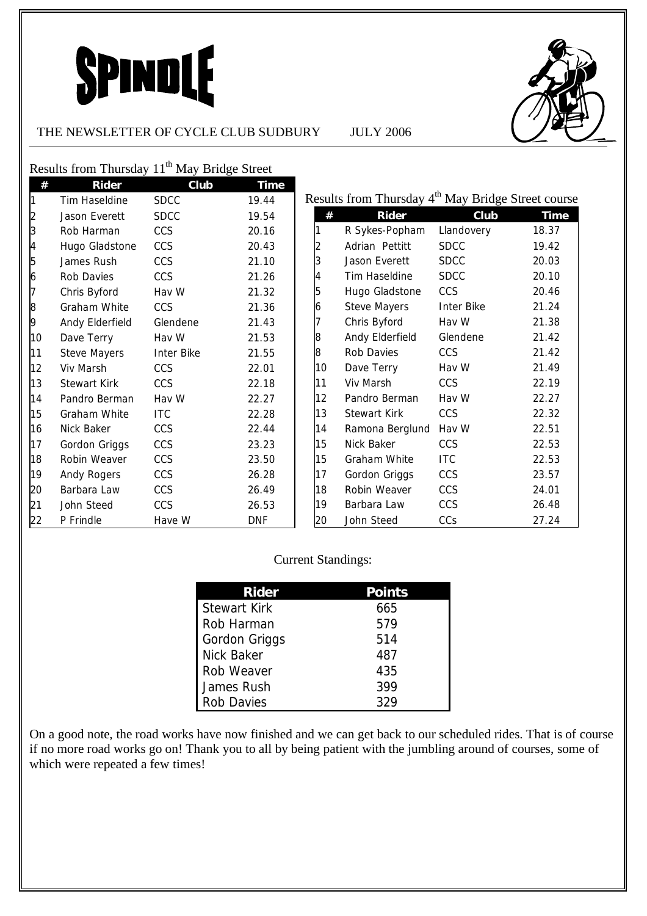# SPINDLE

THE NEWSLETTER OF CYCLE CLUB SUDBURY JULY 2006

Results from Thursday 11th May Bridge Street

| # | Rider | Club | Time |
|---|---|---|---|
| 1 | Tim Haseldine | SDCC | 19.44 |
| 2 | Jason Everett | SDCC | 19.54 |
| 3 | Rob Harman | CCS | 20.16 |
| 4 | Hugo Gladstone | CCS | 20.43 |
| 5 | James Rush | CCS | 21.10 |
| 6 | Rob Davies | CCS | 21.26 |
| 7 | Chris Byford | Hav W | 21.32 |
| 8 | Graham White | CCS | 21.36 |
| 9 | Andy Elderfield | Glendene | 21.43 |
| 10 | Dave Terry | Hav W | 21.53 |
| 11 | Steve Mayers | Inter Bike | 21.55 |
| 12 | Viv Marsh | CCS | 22.01 |
| 13 | Stewart Kirk | CCS | 22.18 |
| 14 | Pandro Berman | Hav W | 22.27 |
| 15 | Graham White | ITC | 22.28 |
| 16 | Nick Baker | CCS | 22.44 |
| 17 | Gordon Griggs | CCS | 23.23 |
| 18 | Robin Weaver | CCS | 23.50 |
| 19 | Andy Rogers | CCS | 26.28 |
| 20 | Barbara Law | CCS | 26.49 |
| 21 | John Steed | CCS | 26.53 |
| 22 | P Frindle | Have W | DNF |

Results from Thursday 4th May Bridge Street course

| # | Rider | Club | Time |
|---|---|---|---|
| 1 | R Sykes-Popham | Llandovery | 18.37 |
| 2 | Adrian Pettitt | SDCC | 19.42 |
| 3 | Jason Everett | SDCC | 20.03 |
| 4 | Tim Haseldine | SDCC | 20.10 |
| 5 | Hugo Gladstone | CCS | 20.46 |
| 6 | Steve Mayers | Inter Bike | 21.24 |
| 7 | Chris Byford | Hav W | 21.38 |
| 8 | Andy Elderfield | Glendene | 21.42 |
| 8 | Rob Davies | CCS | 21.42 |
| 10 | Dave Terry | Hav W | 21.49 |
| 11 | Viv Marsh | CCS | 22.19 |
| 12 | Pandro Berman | Hav W | 22.27 |
| 13 | Stewart Kirk | CCS | 22.32 |
| 14 | Ramona Berglund | Hav W | 22.51 |
| 15 | Nick Baker | CCS | 22.53 |
| 15 | Graham White | ITC | 22.53 |
| 17 | Gordon Griggs | CCS | 23.57 |
| 18 | Robin Weaver | CCS | 24.01 |
| 19 | Barbara Law | CCS | 26.48 |
| 20 | John Steed | CCs | 27.24 |

Current Standings:

| Rider | Points |
|---|---|
| Stewart Kirk | 665 |
| Rob Harman | 579 |
| Gordon Griggs | 514 |
| Nick Baker | 487 |
| Rob Weaver | 435 |
| James Rush | 399 |
| Rob Davies | 329 |

On a good note, the road works have now finished and we can get back to our scheduled rides. That is of course if no more road works go on! Thank you to all by being patient with the jumbling around of courses, some of which were repeated a few times!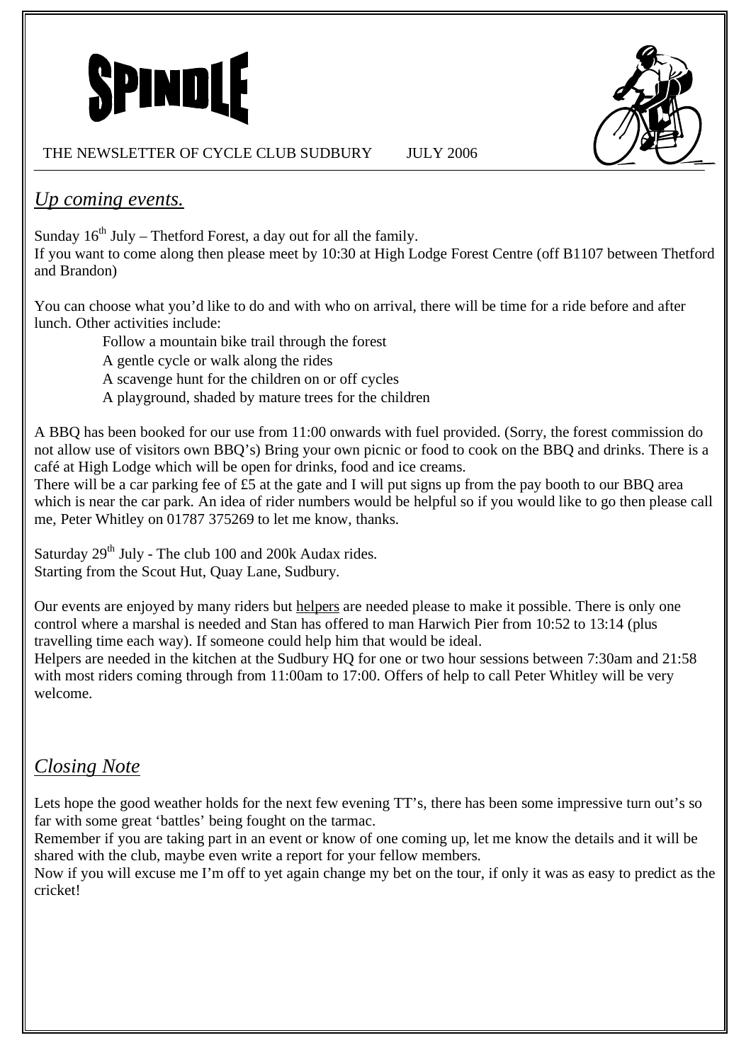# SPINDLE

THE NEWSLETTER OF CYCLE CLUB SUDBURY JULY 2006

## *Up coming events.*

Sunday 16$^{th}$ July – Thetford Forest, a day out for all the family.
If you want to come along then please meet by 10:30 at High Lodge Forest Centre (off B1107 between Thetford and Brandon)

You can choose what you'd like to do and with who on arrival, there will be time for a ride before and after lunch. Other activities include:

- Follow a mountain bike trail through the forest
- A gentle cycle or walk along the rides
- A scavenge hunt for the children on or off cycles
- A playground, shaded by mature trees for the children

A BBQ has been booked for our use from 11:00 onwards with fuel provided. (Sorry, the forest commission do not allow use of visitors own BBQ's) Bring your own picnic or food to cook on the BBQ and drinks. There is a café at High Lodge which will be open for drinks, food and ice creams.
There will be a car parking fee of £5 at the gate and I will put signs up from the pay booth to our BBQ area which is near the car park. An idea of rider numbers would be helpful so if you would like to go then please call me, Peter Whitley on 01787 375269 to let me know, thanks.

Saturday 29$^{th}$ July - The club 100 and 200k Audax rides.
Starting from the Scout Hut, Quay Lane, Sudbury.

Our events are enjoyed by many riders but helpers are needed please to make it possible. There is only one control where a marshal is needed and Stan has offered to man Harwich Pier from 10:52 to 13:14 (plus travelling time each way). If someone could help him that would be ideal.
Helpers are needed in the kitchen at the Sudbury HQ for one or two hour sessions between 7:30am and 21:58 with most riders coming through from 11:00am to 17:00. Offers of help to call Peter Whitley will be very welcome.

## *Closing Note*

Lets hope the good weather holds for the next few evening TT's, there has been some impressive turn out's so far with some great 'battles' being fought on the tarmac.
Remember if you are taking part in an event or know of one coming up, let me know the details and it will be shared with the club, maybe even write a report for your fellow members.
Now if you will excuse me I'm off to yet again change my bet on the tour, if only it was as easy to predict as the cricket!